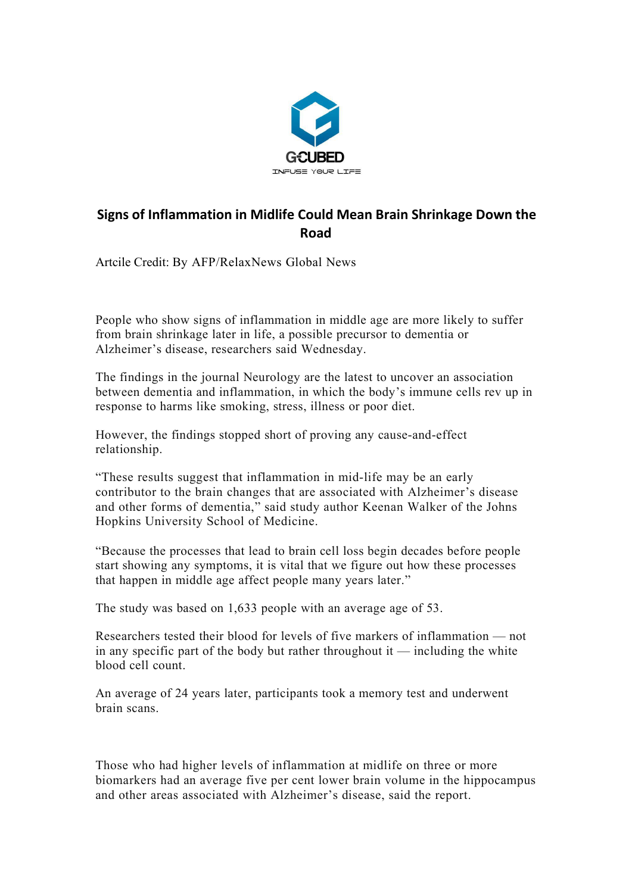GCUBED

INFUSE YOUR LIFE

# Signs of Inflammation in Midlife Could Mean Brain Shrinkage Down the Road

Artcile Credit: By AFP/RelaxNews Global News

People who show signs of inflammation in middle age are more likely to suffer from brain shrinkage later in life, a possible precursor to dementia or Alzheimer's disease, researchers said Wednesday.

The findings in the journal Neurology are the latest to uncover an association between dementia and inflammation, in which the body's immune cells rev up in response to harms like smoking, stress, illness or poor diet.

However, the findings stopped short of proving any cause-and-effect relationship.

"These results suggest that inflammation in mid-life may be an early contributor to the brain changes that are associated with Alzheimer's disease and other forms of dementia," said study author Keenan Walker of the Johns Hopkins University School of Medicine.

"Because the processes that lead to brain cell loss begin decades before people start showing any symptoms, it is vital that we figure out how these processes that happen in middle age affect people many years later."

The study was based on 1,633 people with an average age of 53.

Researchers tested their blood for levels of five markers of inflammation — not in any specific part of the body but rather throughout it — including the white blood cell count.

An average of 24 years later, participants took a memory test and underwent brain scans.

Those who had higher levels of inflammation at midlife on three or more biomarkers had an average five per cent lower brain volume in the hippocampus and other areas associated with Alzheimer's disease, said the report.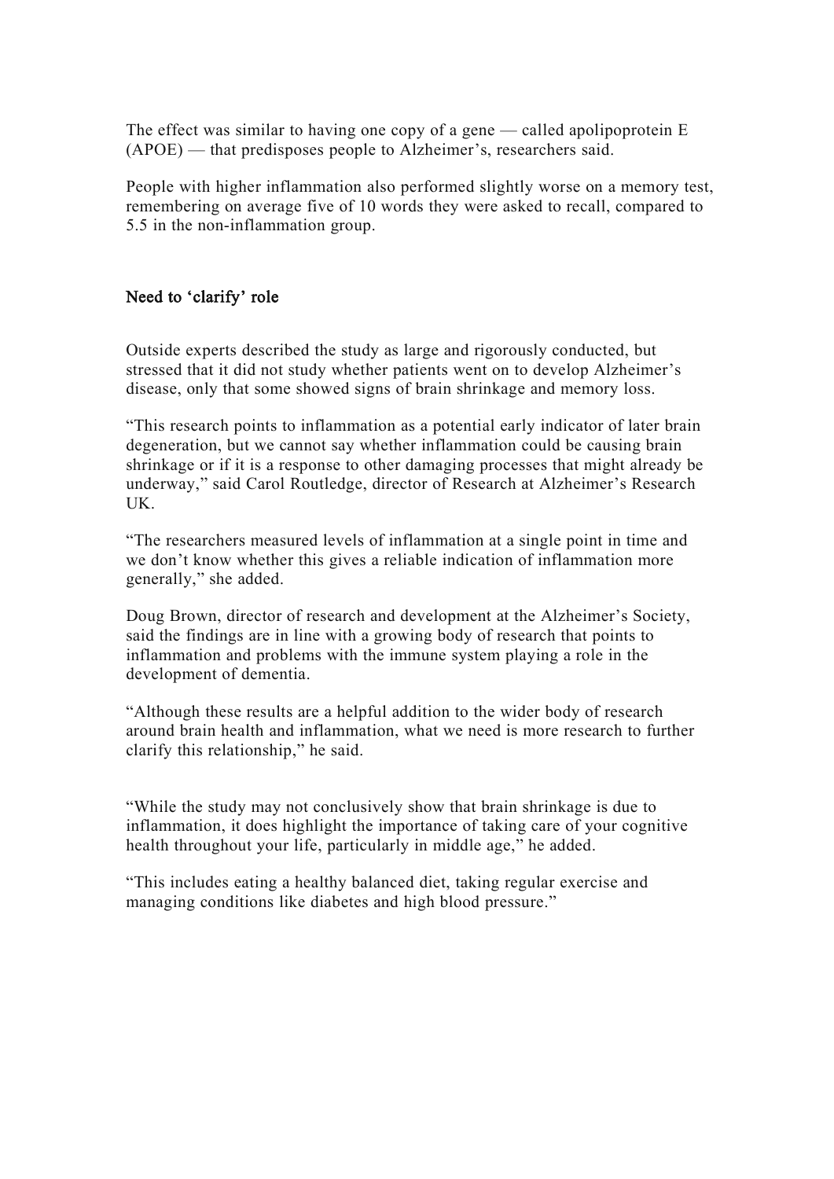The effect was similar to having one copy of a gene — called apolipoprotein E (APOE) — that predisposes people to Alzheimer's, researchers said.

People with higher inflammation also performed slightly worse on a memory test, remembering on average five of 10 words they were asked to recall, compared to 5.5 in the non-inflammation group.

## Need to 'clarify' role

Outside experts described the study as large and rigorously conducted, but stressed that it did not study whether patients went on to develop Alzheimer's disease, only that some showed signs of brain shrinkage and memory loss.

"This research points to inflammation as a potential early indicator of later brain degeneration, but we cannot say whether inflammation could be causing brain shrinkage or if it is a response to other damaging processes that might already be underway," said Carol Routledge, director of Research at Alzheimer's Research UK.

"The researchers measured levels of inflammation at a single point in time and we don't know whether this gives a reliable indication of inflammation more generally," she added.

Doug Brown, director of research and development at the Alzheimer's Society, said the findings are in line with a growing body of research that points to inflammation and problems with the immune system playing a role in the development of dementia.

"Although these results are a helpful addition to the wider body of research around brain health and inflammation, what we need is more research to further clarify this relationship," he said.

"While the study may not conclusively show that brain shrinkage is due to inflammation, it does highlight the importance of taking care of your cognitive health throughout your life, particularly in middle age," he added.

"This includes eating a healthy balanced diet, taking regular exercise and managing conditions like diabetes and high blood pressure."